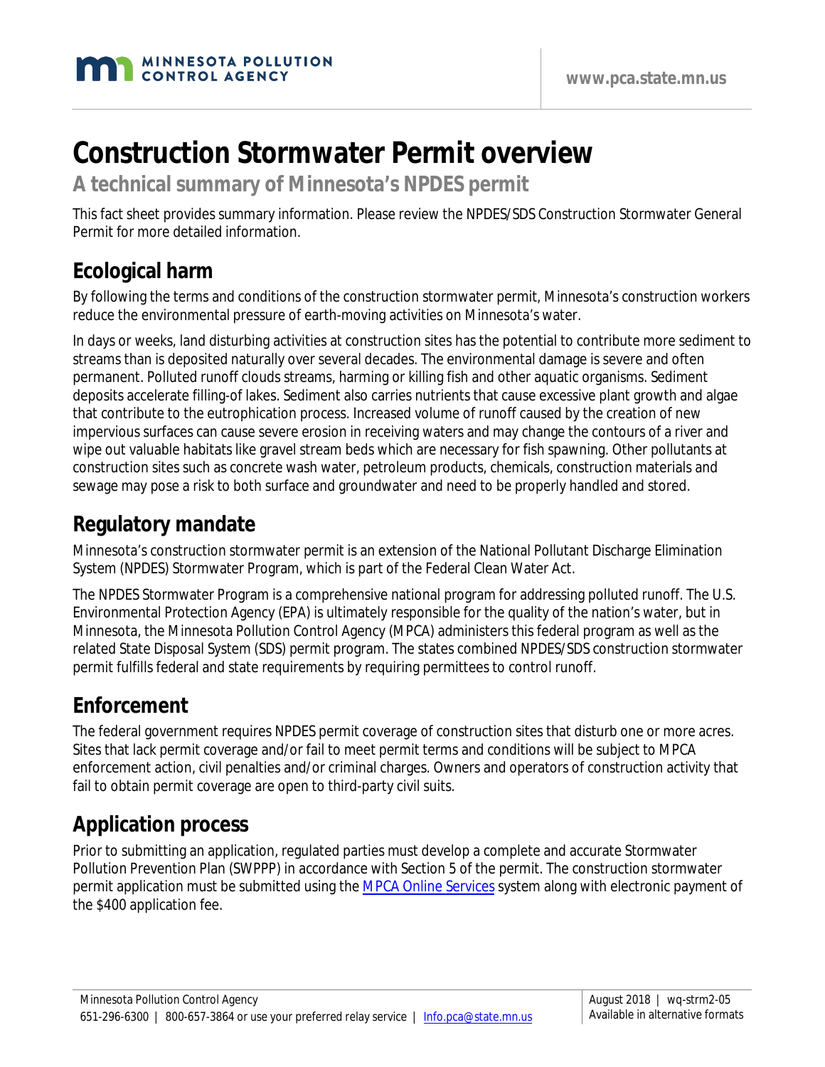# Construction Stormwater Permit overview

## A technical summary of Minnesota's NPDES permit

This fact sheet provides summary information. Please review the NPDES/SDS Construction Stormwater General Permit for more detailed information.

## Ecological harm

By following the terms and conditions of the construction stormwater permit, Minnesota's construction workers reduce the environmental pressure of earth-moving activities on Minnesota's water.

In days or weeks, land disturbing activities at construction sites has the potential to contribute more sediment to streams than is deposited naturally over several decades. The environmental damage is severe and often permanent. Polluted runoff clouds streams, harming or killing fish and other aquatic organisms. Sediment deposits accelerate filling-of lakes. Sediment also carries nutrients that cause excessive plant growth and algae that contribute to the eutrophication process. Increased volume of runoff caused by the creation of new impervious surfaces can cause severe erosion in receiving waters and may change the contours of a river and wipe out valuable habitats like gravel stream beds which are necessary for fish spawning. Other pollutants at construction sites such as concrete wash water, petroleum products, chemicals, construction materials and sewage may pose a risk to both surface and groundwater and need to be properly handled and stored.

## Regulatory mandate

Minnesota's construction stormwater permit is an extension of the National Pollutant Discharge Elimination System (NPDES) Stormwater Program, which is part of the Federal Clean Water Act.

The NPDES Stormwater Program is a comprehensive national program for addressing polluted runoff. The U.S. Environmental Protection Agency (EPA) is ultimately responsible for the quality of the nation's water, but in Minnesota, the Minnesota Pollution Control Agency (MPCA) administers this federal program as well as the related State Disposal System (SDS) permit program. The states combined NPDES/SDS construction stormwater permit fulfills federal and state requirements by requiring permittees to control runoff.

## Enforcement

The federal government requires NPDES permit coverage of construction sites that disturb one or more acres. Sites that lack permit coverage and/or fail to meet permit terms and conditions will be subject to MPCA enforcement action, civil penalties and/or criminal charges. Owners and operators of construction activity that fail to obtain permit coverage are open to third-party civil suits.

## Application process

Prior to submitting an application, regulated parties must develop a complete and accurate Stormwater Pollution Prevention Plan (SWPPP) in accordance with Section 5 of the permit. The construction stormwater permit application must be submitted using the MPCA Online Services system along with electronic payment of the $400 application fee.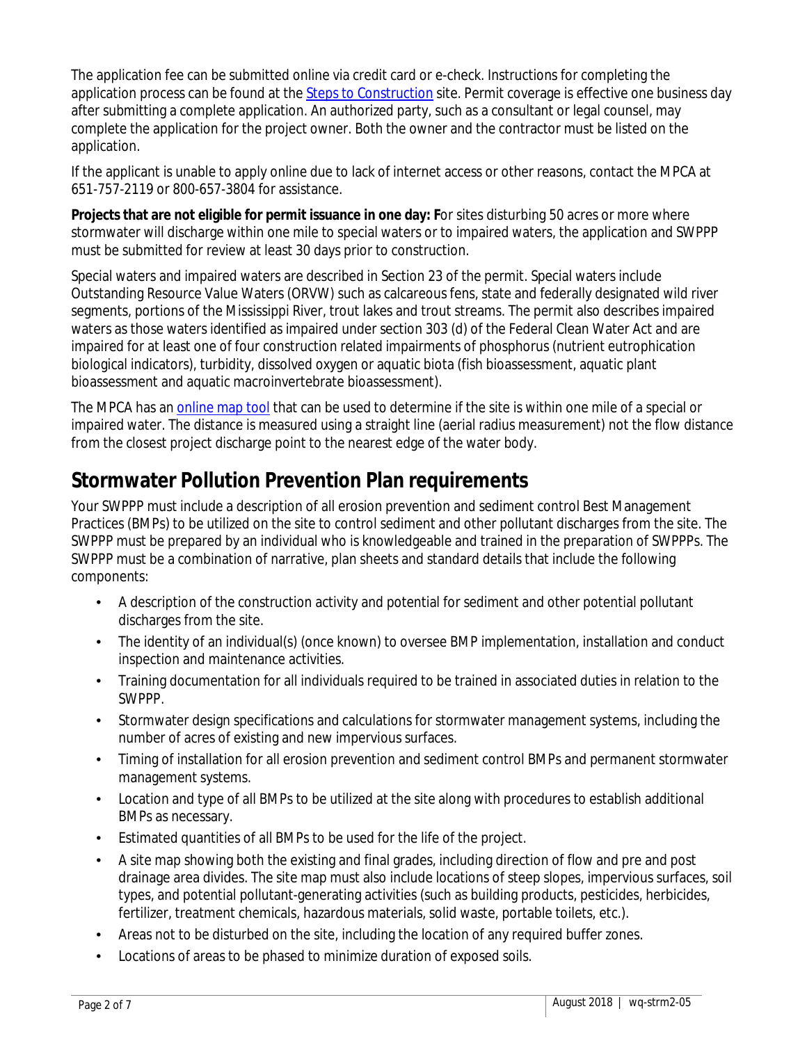The application fee can be submitted online via credit card or e-check. Instructions for completing the application process can be found at the [Steps to Construction] site. Permit coverage is effective one business day after submitting a complete application. An authorized party, such as a consultant or legal counsel, may complete the application for the project owner. Both the owner and the contractor must be listed on the application.

If the applicant is unable to apply online due to lack of internet access or other reasons, contact the MPCA at 651-757-2119 or 800-657-3804 for assistance.

**Projects that are not eligible for permit issuance in one day: F**or sites disturbing 50 acres or more where stormwater will discharge within one mile to special waters or to impaired waters, the application and SWPPP must be submitted for review at least 30 days prior to construction.

Special waters and impaired waters are described in Section 23 of the permit. Special waters include Outstanding Resource Value Waters (ORVW) such as calcareous fens, state and federally designated wild river segments, portions of the Mississippi River, trout lakes and trout streams. The permit also describes impaired waters as those waters identified as impaired under section 303 (d) of the Federal Clean Water Act and are impaired for at least one of four construction related impairments of phosphorus (nutrient eutrophication biological indicators), turbidity, dissolved oxygen or aquatic biota (fish bioassessment, aquatic plant bioassessment and aquatic macroinvertebrate bioassessment).

The MPCA has an [online map tool] that can be used to determine if the site is within one mile of a special or impaired water. The distance is measured using a straight line (aerial radius measurement) not the flow distance from the closest project discharge point to the nearest edge of the water body.

## Stormwater Pollution Prevention Plan requirements

Your SWPPP must include a description of all erosion prevention and sediment control Best Management Practices (BMPs) to be utilized on the site to control sediment and other pollutant discharges from the site. The SWPPP must be prepared by an individual who is knowledgeable and trained in the preparation of SWPPPs. The SWPPP must be a combination of narrative, plan sheets and standard details that include the following components:

- A description of the construction activity and potential for sediment and other potential pollutant discharges from the site.
- The identity of an individual(s) (once known) to oversee BMP implementation, installation and conduct inspection and maintenance activities.
- Training documentation for all individuals required to be trained in associated duties in relation to the SWPPP.
- Stormwater design specifications and calculations for stormwater management systems, including the number of acres of existing and new impervious surfaces.
- Timing of installation for all erosion prevention and sediment control BMPs and permanent stormwater management systems.
- Location and type of all BMPs to be utilized at the site along with procedures to establish additional BMPs as necessary.
- Estimated quantities of all BMPs to be used for the life of the project.
- A site map showing both the existing and final grades, including direction of flow and pre and post drainage area divides. The site map must also include locations of steep slopes, impervious surfaces, soil types, and potential pollutant-generating activities (such as building products, pesticides, herbicides, fertilizer, treatment chemicals, hazardous materials, solid waste, portable toilets, etc.).
- Areas not to be disturbed on the site, including the location of any required buffer zones.
- Locations of areas to be phased to minimize duration of exposed soils.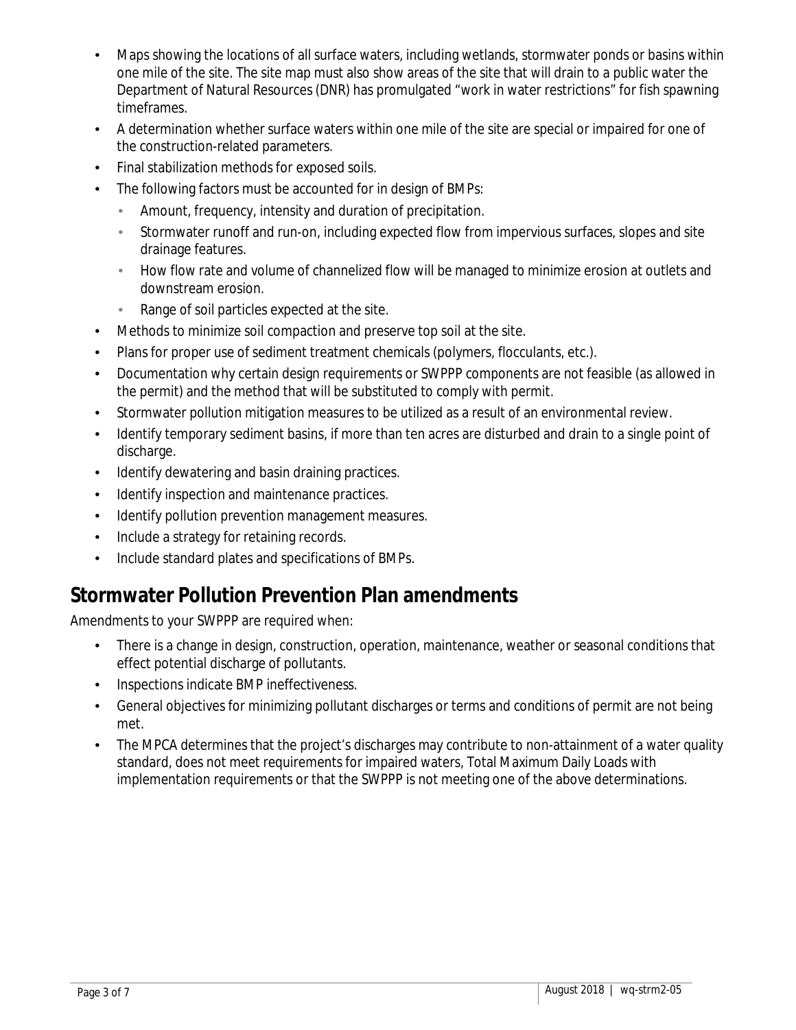- Maps showing the locations of all surface waters, including wetlands, stormwater ponds or basins within one mile of the site. The site map must also show areas of the site that will drain to a public water the Department of Natural Resources (DNR) has promulgated "work in water restrictions" for fish spawning timeframes.
- A determination whether surface waters within one mile of the site are special or impaired for one of the construction-related parameters.
- Final stabilization methods for exposed soils.
- The following factors must be accounted for in design of BMPs:
  - Amount, frequency, intensity and duration of precipitation.
  - Stormwater runoff and run-on, including expected flow from impervious surfaces, slopes and site drainage features.
  - How flow rate and volume of channelized flow will be managed to minimize erosion at outlets and downstream erosion.
  - Range of soil particles expected at the site.
- Methods to minimize soil compaction and preserve top soil at the site.
- Plans for proper use of sediment treatment chemicals (polymers, flocculants, etc.).
- Documentation why certain design requirements or SWPPP components are not feasible (as allowed in the permit) and the method that will be substituted to comply with permit.
- Stormwater pollution mitigation measures to be utilized as a result of an environmental review.
- Identify temporary sediment basins, if more than ten acres are disturbed and drain to a single point of discharge.
- Identify dewatering and basin draining practices.
- Identify inspection and maintenance practices.
- Identify pollution prevention management measures.
- Include a strategy for retaining records.
- Include standard plates and specifications of BMPs.

## Stormwater Pollution Prevention Plan amendments

Amendments to your SWPPP are required when:

- There is a change in design, construction, operation, maintenance, weather or seasonal conditions that effect potential discharge of pollutants.
- Inspections indicate BMP ineffectiveness.
- General objectives for minimizing pollutant discharges or terms and conditions of permit are not being met.
- The MPCA determines that the project's discharges may contribute to non-attainment of a water quality standard, does not meet requirements for impaired waters, Total Maximum Daily Loads with implementation requirements or that the SWPPP is not meeting one of the above determinations.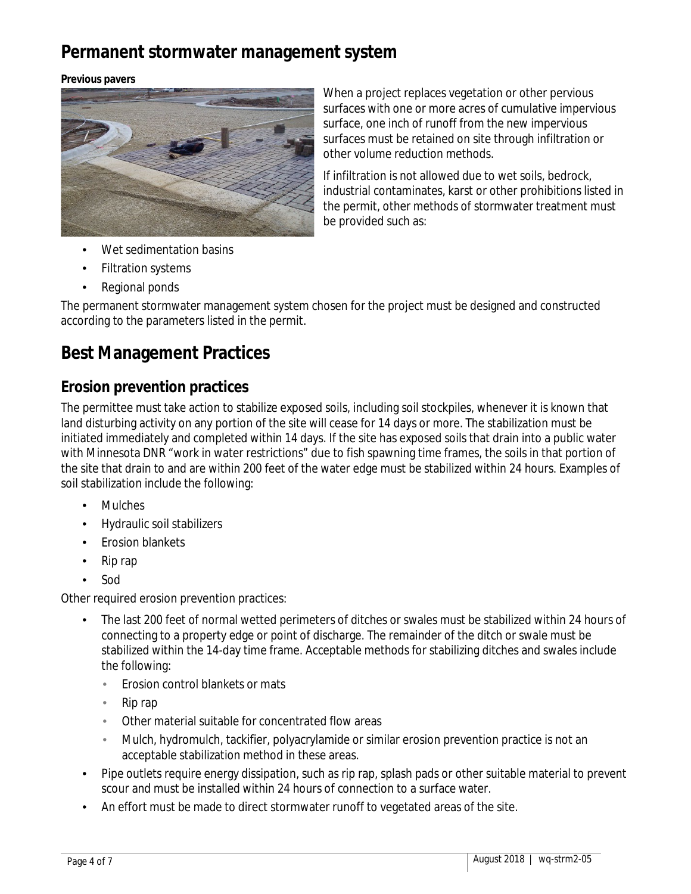# Permanent stormwater management system

**Previous pavers**

When a project replaces vegetation or other pervious surfaces with one or more acres of cumulative impervious surface, one inch of runoff from the new impervious surfaces must be retained on site through infiltration or other volume reduction methods.

If infiltration is not allowed due to wet soils, bedrock, industrial contaminates, karst or other prohibitions listed in the permit, other methods of stormwater treatment must be provided such as:

- Wet sedimentation basins
- Filtration systems
- Regional ponds

The permanent stormwater management system chosen for the project must be designed and constructed according to the parameters listed in the permit.

# Best Management Practices

## Erosion prevention practices

The permittee must take action to stabilize exposed soils, including soil stockpiles, whenever it is known that land disturbing activity on any portion of the site will cease for 14 days or more. The stabilization must be initiated immediately and completed within 14 days. If the site has exposed soils that drain into a public water with Minnesota DNR "work in water restrictions" due to fish spawning time frames, the soils in that portion of the site that drain to and are within 200 feet of the water edge must be stabilized within 24 hours. Examples of soil stabilization include the following:

- Mulches
- Hydraulic soil stabilizers
- Erosion blankets
- Rip rap
- Sod

Other required erosion prevention practices:

- The last 200 feet of normal wetted perimeters of ditches or swales must be stabilized within 24 hours of connecting to a property edge or point of discharge. The remainder of the ditch or swale must be stabilized within the 14-day time frame. Acceptable methods for stabilizing ditches and swales include the following:
  - Erosion control blankets or mats
  - Rip rap
  - Other material suitable for concentrated flow areas
  - Mulch, hydromulch, tackifier, polyacrylamide or similar erosion prevention practice is not an acceptable stabilization method in these areas.
- Pipe outlets require energy dissipation, such as rip rap, splash pads or other suitable material to prevent scour and must be installed within 24 hours of connection to a surface water.
- An effort must be made to direct stormwater runoff to vegetated areas of the site.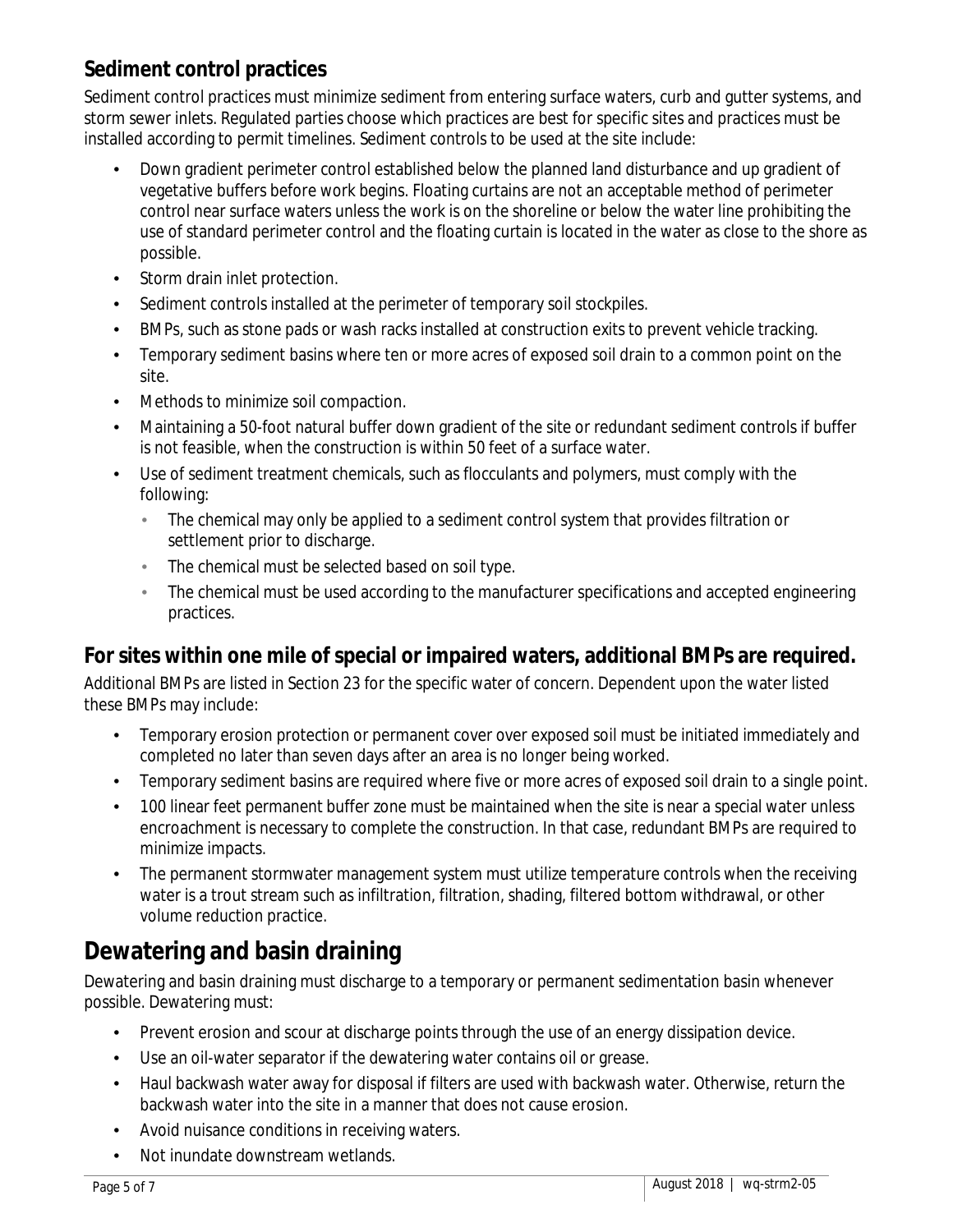### Sediment control practices

Sediment control practices must minimize sediment from entering surface waters, curb and gutter systems, and storm sewer inlets. Regulated parties choose which practices are best for specific sites and practices must be installed according to permit timelines. Sediment controls to be used at the site include:

- Down gradient perimeter control established below the planned land disturbance and up gradient of vegetative buffers before work begins. Floating curtains are not an acceptable method of perimeter control near surface waters unless the work is on the shoreline or below the water line prohibiting the use of standard perimeter control and the floating curtain is located in the water as close to the shore as possible.
- Storm drain inlet protection.
- Sediment controls installed at the perimeter of temporary soil stockpiles.
- BMPs, such as stone pads or wash racks installed at construction exits to prevent vehicle tracking.
- Temporary sediment basins where ten or more acres of exposed soil drain to a common point on the site.
- Methods to minimize soil compaction.
- Maintaining a 50-foot natural buffer down gradient of the site or redundant sediment controls if buffer is not feasible, when the construction is within 50 feet of a surface water.
- Use of sediment treatment chemicals, such as flocculants and polymers, must comply with the following:
    - The chemical may only be applied to a sediment control system that provides filtration or settlement prior to discharge.
    - The chemical must be selected based on soil type.
    - The chemical must be used according to the manufacturer specifications and accepted engineering practices.

### For sites within one mile of special or impaired waters, additional BMPs are required.

Additional BMPs are listed in Section 23 for the specific water of concern. Dependent upon the water listed these BMPs may include:

- Temporary erosion protection or permanent cover over exposed soil must be initiated immediately and completed no later than seven days after an area is no longer being worked.
- Temporary sediment basins are required where five or more acres of exposed soil drain to a single point.
- 100 linear feet permanent buffer zone must be maintained when the site is near a special water unless encroachment is necessary to complete the construction. In that case, redundant BMPs are required to minimize impacts.
- The permanent stormwater management system must utilize temperature controls when the receiving water is a trout stream such as infiltration, filtration, shading, filtered bottom withdrawal, or other volume reduction practice.

## Dewatering and basin draining

Dewatering and basin draining must discharge to a temporary or permanent sedimentation basin whenever possible. Dewatering must:

- Prevent erosion and scour at discharge points through the use of an energy dissipation device.
- Use an oil-water separator if the dewatering water contains oil or grease.
- Haul backwash water away for disposal if filters are used with backwash water. Otherwise, return the backwash water into the site in a manner that does not cause erosion.
- Avoid nuisance conditions in receiving waters.
- Not inundate downstream wetlands.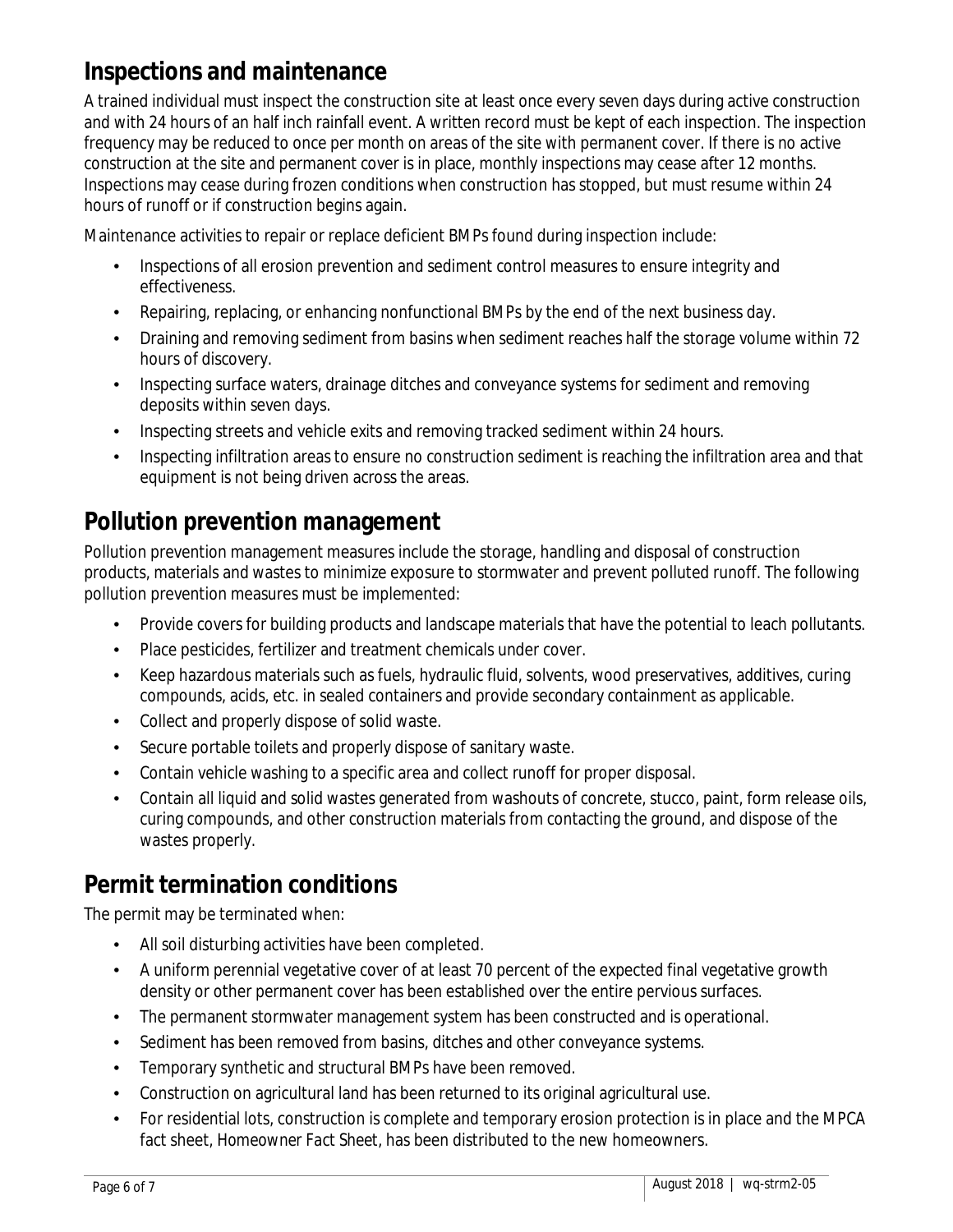## Inspections and maintenance

A trained individual must inspect the construction site at least once every seven days during active construction and with 24 hours of an half inch rainfall event. A written record must be kept of each inspection. The inspection frequency may be reduced to once per month on areas of the site with permanent cover. If there is no active construction at the site and permanent cover is in place, monthly inspections may cease after 12 months. Inspections may cease during frozen conditions when construction has stopped, but must resume within 24 hours of runoff or if construction begins again.

Maintenance activities to repair or replace deficient BMPs found during inspection include:

- Inspections of all erosion prevention and sediment control measures to ensure integrity and effectiveness.
- Repairing, replacing, or enhancing nonfunctional BMPs by the end of the next business day.
- Draining and removing sediment from basins when sediment reaches half the storage volume within 72 hours of discovery.
- Inspecting surface waters, drainage ditches and conveyance systems for sediment and removing deposits within seven days.
- Inspecting streets and vehicle exits and removing tracked sediment within 24 hours.
- Inspecting infiltration areas to ensure no construction sediment is reaching the infiltration area and that equipment is not being driven across the areas.

## Pollution prevention management

Pollution prevention management measures include the storage, handling and disposal of construction products, materials and wastes to minimize exposure to stormwater and prevent polluted runoff. The following pollution prevention measures must be implemented:

- Provide covers for building products and landscape materials that have the potential to leach pollutants.
- Place pesticides, fertilizer and treatment chemicals under cover.
- Keep hazardous materials such as fuels, hydraulic fluid, solvents, wood preservatives, additives, curing compounds, acids, etc. in sealed containers and provide secondary containment as applicable.
- Collect and properly dispose of solid waste.
- Secure portable toilets and properly dispose of sanitary waste.
- Contain vehicle washing to a specific area and collect runoff for proper disposal.
- Contain all liquid and solid wastes generated from washouts of concrete, stucco, paint, form release oils, curing compounds, and other construction materials from contacting the ground, and dispose of the wastes properly.

## Permit termination conditions

The permit may be terminated when:

- All soil disturbing activities have been completed.
- A uniform perennial vegetative cover of at least 70 percent of the expected final vegetative growth density or other permanent cover has been established over the entire pervious surfaces.
- The permanent stormwater management system has been constructed and is operational.
- Sediment has been removed from basins, ditches and other conveyance systems.
- Temporary synthetic and structural BMPs have been removed.
- Construction on agricultural land has been returned to its original agricultural use.
- For residential lots, construction is complete and temporary erosion protection is in place and the MPCA fact sheet, Homeowner Fact Sheet, has been distributed to the new homeowners.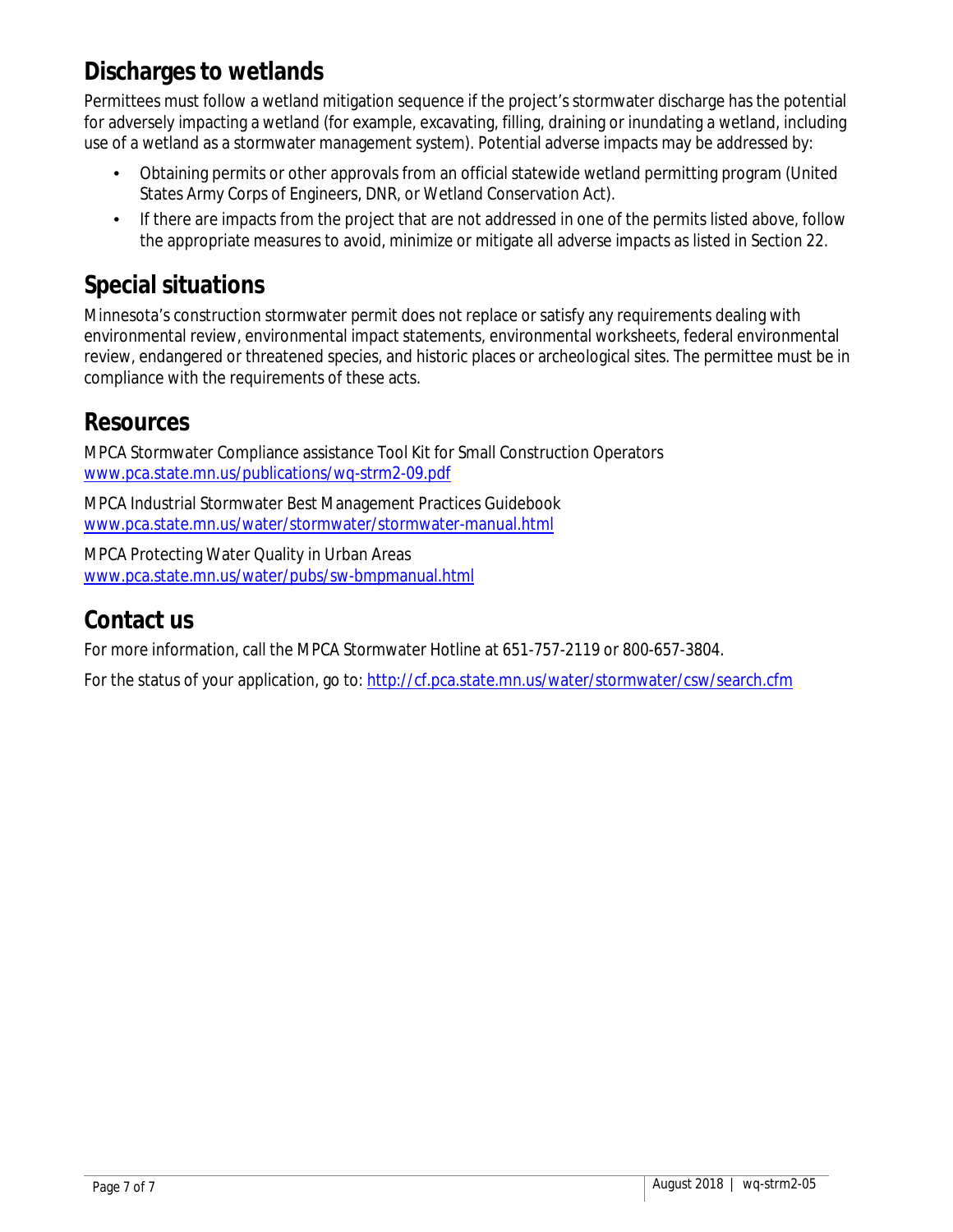## Discharges to wetlands

Permittees must follow a wetland mitigation sequence if the project's stormwater discharge has the potential for adversely impacting a wetland (for example, excavating, filling, draining or inundating a wetland, including use of a wetland as a stormwater management system). Potential adverse impacts may be addressed by:

- Obtaining permits or other approvals from an official statewide wetland permitting program (United States Army Corps of Engineers, DNR, or Wetland Conservation Act).
- If there are impacts from the project that are not addressed in one of the permits listed above, follow the appropriate measures to avoid, minimize or mitigate all adverse impacts as listed in Section 22.

## Special situations

Minnesota's construction stormwater permit does not replace or satisfy any requirements dealing with environmental review, environmental impact statements, environmental worksheets, federal environmental review, endangered or threatened species, and historic places or archeological sites. The permittee must be in compliance with the requirements of these acts.

## Resources

MPCA Stormwater Compliance assistance Tool Kit for Small Construction Operators
www.pca.state.mn.us/publications/wq-strm2-09.pdf

MPCA Industrial Stormwater Best Management Practices Guidebook
www.pca.state.mn.us/water/stormwater/stormwater-manual.html

MPCA Protecting Water Quality in Urban Areas
www.pca.state.mn.us/water/pubs/sw-bmpmanual.html

## Contact us

For more information, call the MPCA Stormwater Hotline at 651-757-2119 or 800-657-3804.

For the status of your application, go to: http://cf.pca.state.mn.us/water/stormwater/csw/search.cfm